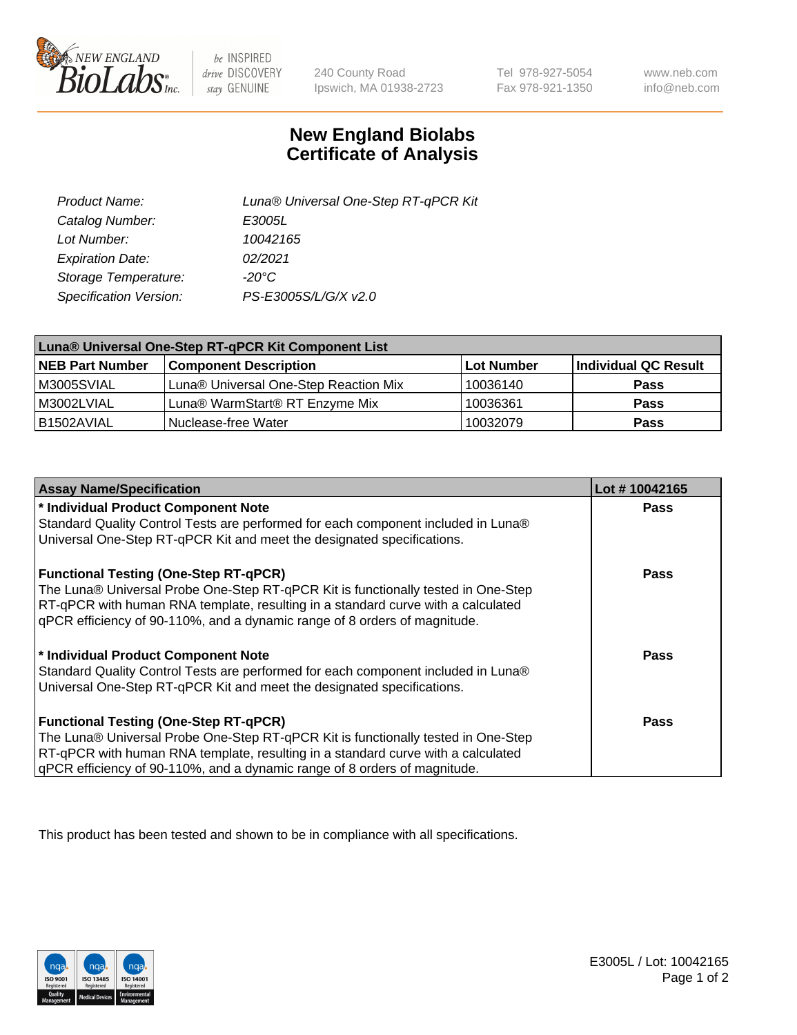# New England Biolabs
# Certificate of Analysis

| | |
|---|---|
| *Product Name:* | *Luna® Universal One-Step RT-qPCR Kit* |
| *Catalog Number:* | *E3005L* |
| *Lot Number:* | *10042165* |
| *Expiration Date:* | *02/2021* |
| *Storage Temperature:* | *-20°C* |
| *Specification Version:* | *PS-E3005S/L/G/X v2.0* |

| **Luna® Universal One-Step RT-qPCR Kit Component List** | | | |
|---|---|---|---|
| **NEB Part Number** | **Component Description** | **Lot Number** | **Individual QC Result** |
| M3005SVIAL | Luna® Universal One-Step Reaction Mix | 10036140 | **Pass** |
| M3002LVIAL | Luna® WarmStart® RT Enzyme Mix | 10036361 | **Pass** |
| B1502AVIAL | Nuclease-free Water | 10032079 | **Pass** |

| **Assay Name/Specification** | **Lot # 10042165** |
|---|---|
| **\* Individual Product Component Note** Standard Quality Control Tests are performed for each component included in Luna® Universal One-Step RT-qPCR Kit and meet the designated specifications. | **Pass** |
| **Functional Testing (One-Step RT-qPCR)** The Luna® Universal Probe One-Step RT-qPCR Kit is functionally tested in One-Step RT-qPCR with human RNA template, resulting in a standard curve with a calculated qPCR efficiency of 90-110%, and a dynamic range of 8 orders of magnitude. | **Pass** |
| **\* Individual Product Component Note** Standard Quality Control Tests are performed for each component included in Luna® Universal One-Step RT-qPCR Kit and meet the designated specifications. | **Pass** |
| **Functional Testing (One-Step RT-qPCR)** The Luna® Universal Probe One-Step RT-qPCR Kit is functionally tested in One-Step RT-qPCR with human RNA template, resulting in a standard curve with a calculated qPCR efficiency of 90-110%, and a dynamic range of 8 orders of magnitude. | **Pass** |

This product has been tested and shown to be in compliance with all specifications.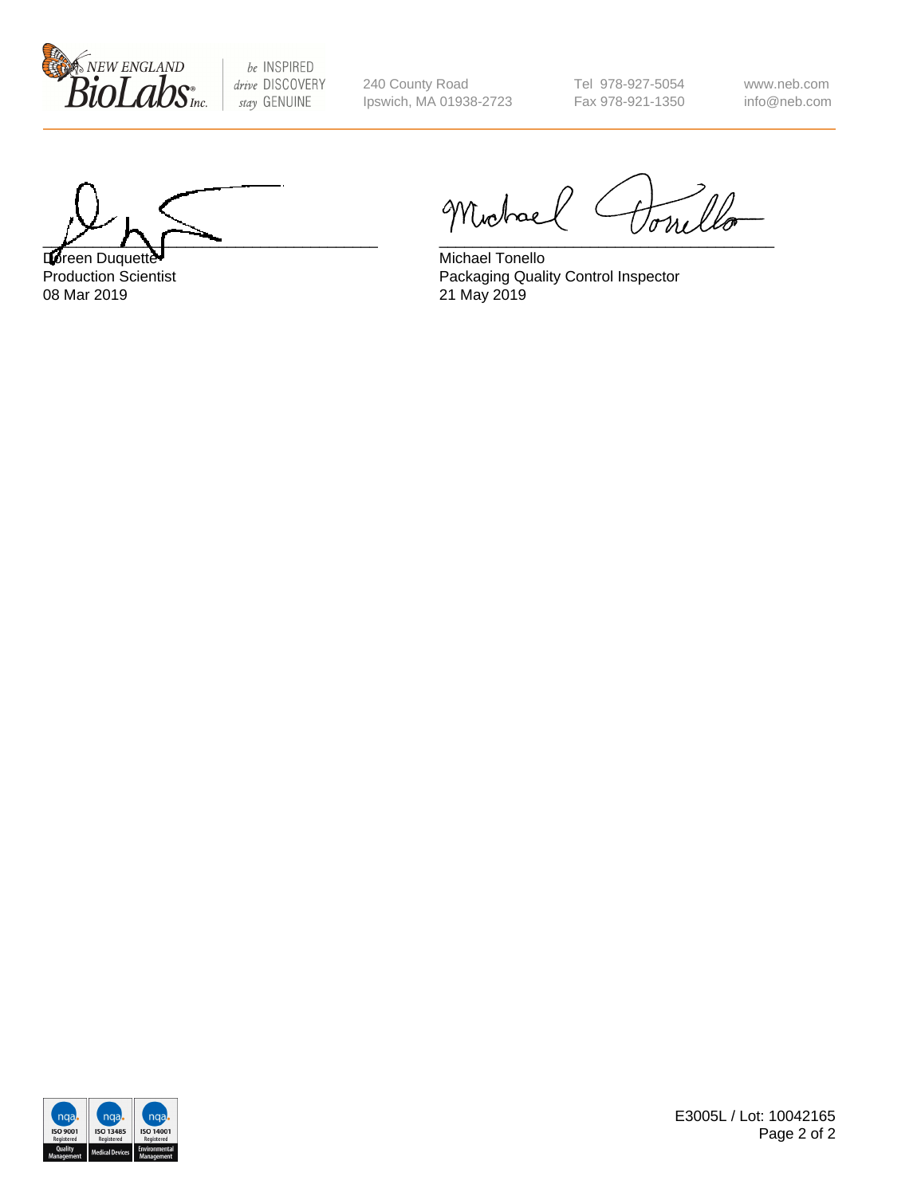NEW ENGLAND BioLabs Inc.

be INSPIRED
drive DISCOVERY
stay GENUINE

240 County Road
Ipswich, MA 01938-2723

Tel 978-927-5054
Fax 978-921-1350

www.neb.com
info@neb.com

Doreen Duquette
Production Scientist
08 Mar 2019

Michael Tonello
Packaging Quality Control Inspector
21 May 2019

nqa ISO 9001 Registered Quality Management
nqa ISO 13485 Registered Medical Devices
nqa ISO 14001 Registered Environmental Management

E3005L / Lot: 10042165